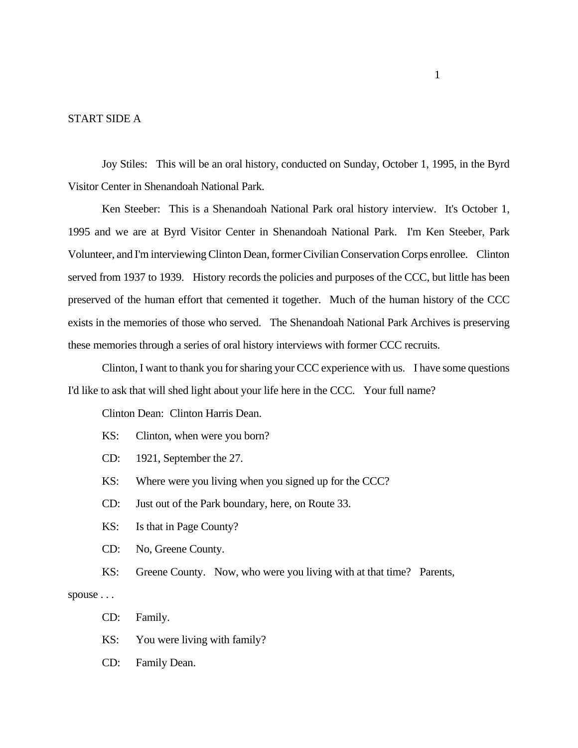START SIDE A

Joy Stiles: This will be an oral history, conducted on Sunday, October 1, 1995, in the Byrd Visitor Center in Shenandoah National Park.

Ken Steeber: This is a Shenandoah National Park oral history interview. It's October 1, 1995 and we are at Byrd Visitor Center in Shenandoah National Park. I'm Ken Steeber, Park Volunteer, and I'm interviewing Clinton Dean, former Civilian Conservation Corps enrollee. Clinton served from 1937 to 1939. History records the policies and purposes of the CCC, but little has been preserved of the human effort that cemented it together. Much of the human history of the CCC exists in the memories of those who served. The Shenandoah National Park Archives is preserving these memories through a series of oral history interviews with former CCC recruits.

Clinton, I want to thank you for sharing your CCC experience with us. I have some questions I'd like to ask that will shed light about your life here in the CCC. Your full name?

Clinton Dean: Clinton Harris Dean.

KS: Clinton, when were you born?

CD: 1921, September the 27.

KS: Where were you living when you signed up for the CCC?

CD: Just out of the Park boundary, here, on Route 33.

KS: Is that in Page County?

CD: No, Greene County.

KS: Greene County. Now, who were you living with at that time? Parents, spouse . . .

CD: Family.

KS: You were living with family?

CD: Family Dean.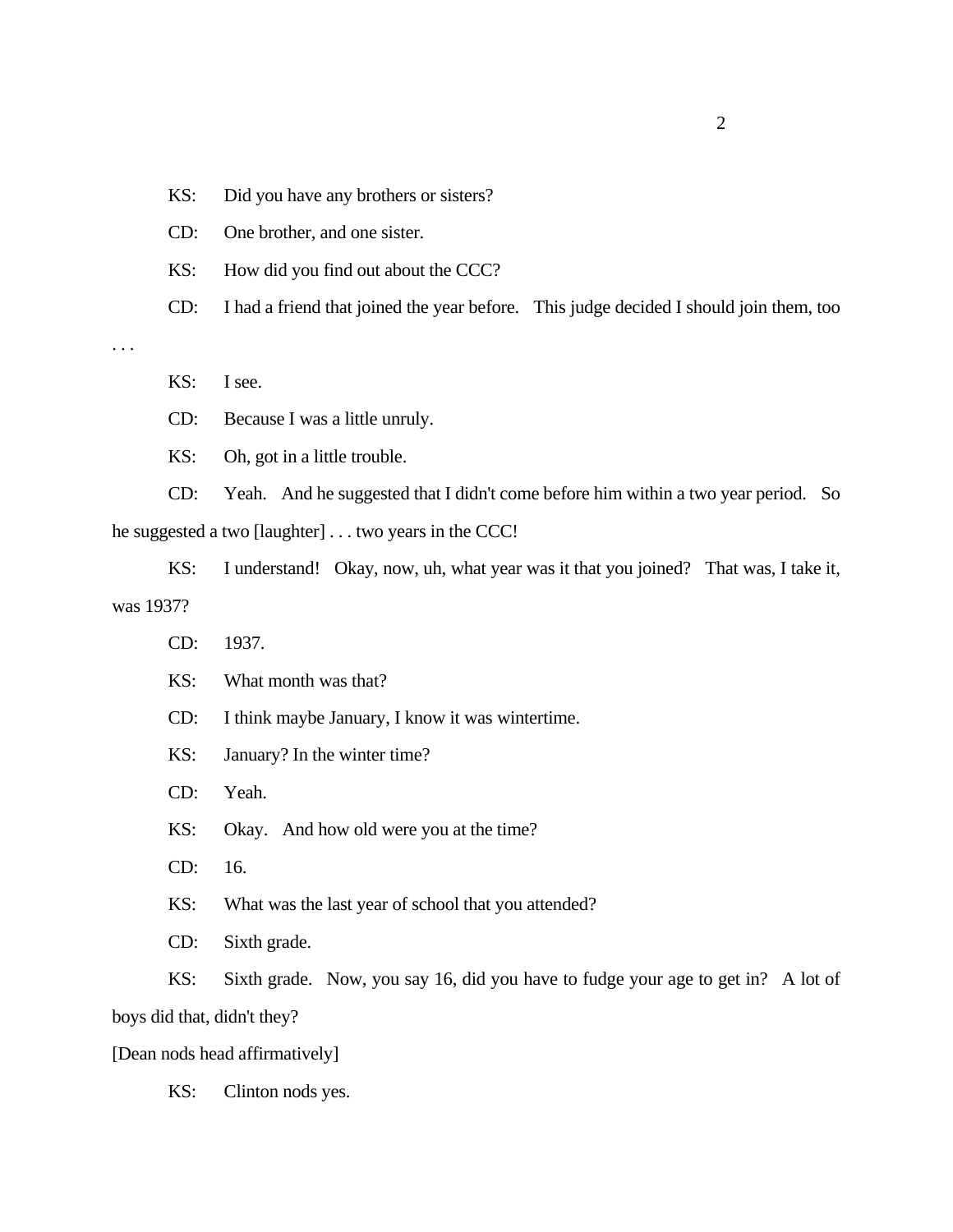KS: Did you have any brothers or sisters?

CD: One brother, and one sister.

KS: How did you find out about the CCC?

CD: I had a friend that joined the year before. This judge decided I should join them, too . . .

KS: I see.

CD: Because I was a little unruly.

KS: Oh, got in a little trouble.

CD: Yeah. And he suggested that I didn't come before him within a two year period. So he suggested a two [laughter] . . . two years in the CCC!

KS: I understand! Okay, now, uh, what year was it that you joined? That was, I take it, was 1937?

CD: 1937.

KS: What month was that?

CD: I think maybe January, I know it was wintertime.

KS: January? In the winter time?

CD: Yeah.

KS: Okay. And how old were you at the time?

CD: 16.

KS: What was the last year of school that you attended?

CD: Sixth grade.

KS: Sixth grade. Now, you say 16, did you have to fudge your age to get in? A lot of boys did that, didn't they?

[Dean nods head affirmatively]

KS: Clinton nods yes.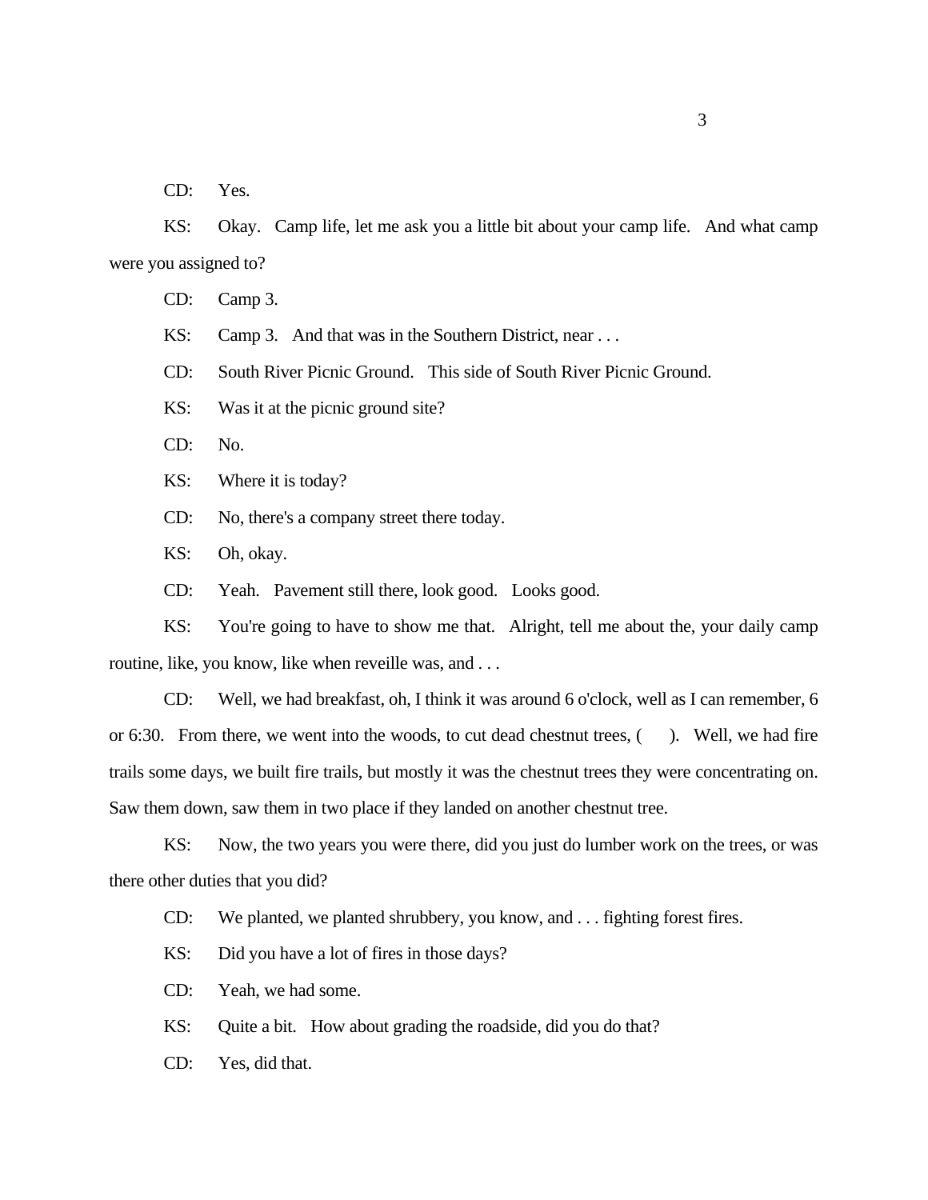CD: Yes.

KS: Okay. Camp life, let me ask you a little bit about your camp life. And what camp were you assigned to?

CD: Camp 3.

KS: Camp 3. And that was in the Southern District, near . . .

CD: South River Picnic Ground. This side of South River Picnic Ground.

KS: Was it at the picnic ground site?

CD: No.

KS: Where it is today?

CD: No, there's a company street there today.

KS: Oh, okay.

CD: Yeah. Pavement still there, look good. Looks good.

KS: You're going to have to show me that. Alright, tell me about the, your daily camp routine, like, you know, like when reveille was, and . . .

CD: Well, we had breakfast, oh, I think it was around 6 o'clock, well as I can remember, 6 or 6:30. From there, we went into the woods, to cut dead chestnut trees, ( ). Well, we had fire trails some days, we built fire trails, but mostly it was the chestnut trees they were concentrating on. Saw them down, saw them in two place if they landed on another chestnut tree.

KS: Now, the two years you were there, did you just do lumber work on the trees, or was there other duties that you did?

CD: We planted, we planted shrubbery, you know, and . . . fighting forest fires.

KS: Did you have a lot of fires in those days?

CD: Yeah, we had some.

KS: Quite a bit. How about grading the roadside, did you do that?

CD: Yes, did that.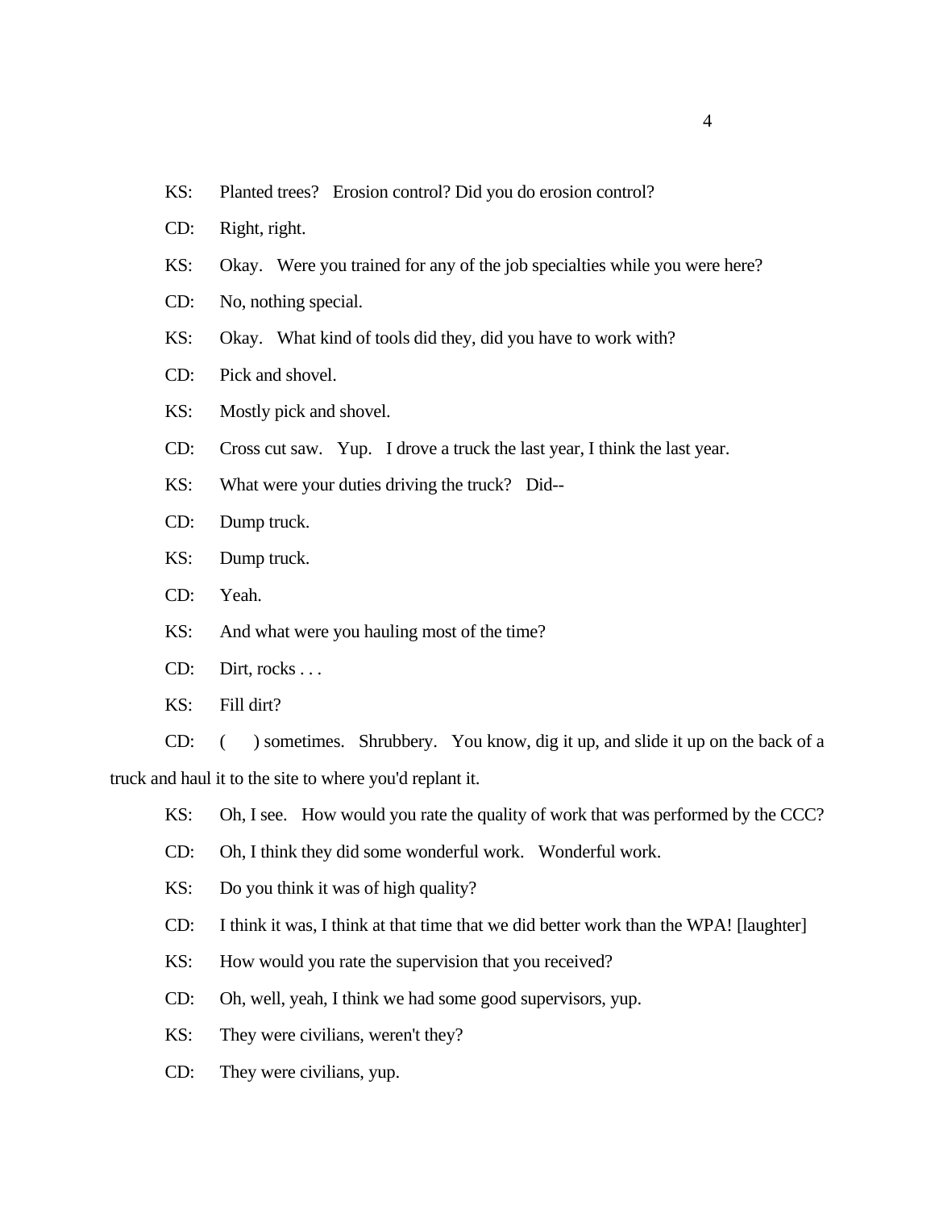KS: Planted trees? Erosion control? Did you do erosion control?

CD: Right, right.

KS: Okay. Were you trained for any of the job specialties while you were here?

CD: No, nothing special.

KS: Okay. What kind of tools did they, did you have to work with?

CD: Pick and shovel.

KS: Mostly pick and shovel.

CD: Cross cut saw. Yup. I drove a truck the last year, I think the last year.

KS: What were your duties driving the truck? Did--

CD: Dump truck.

KS: Dump truck.

CD: Yeah.

KS: And what were you hauling most of the time?

CD: Dirt, rocks . . .

KS: Fill dirt?

CD: (    ) sometimes. Shrubbery. You know, dig it up, and slide it up on the back of a truck and haul it to the site to where you'd replant it.

KS: Oh, I see. How would you rate the quality of work that was performed by the CCC?

CD: Oh, I think they did some wonderful work. Wonderful work.

KS: Do you think it was of high quality?

CD: I think it was, I think at that time that we did better work than the WPA! [laughter]

KS: How would you rate the supervision that you received?

CD: Oh, well, yeah, I think we had some good supervisors, yup.

KS: They were civilians, weren't they?

CD: They were civilians, yup.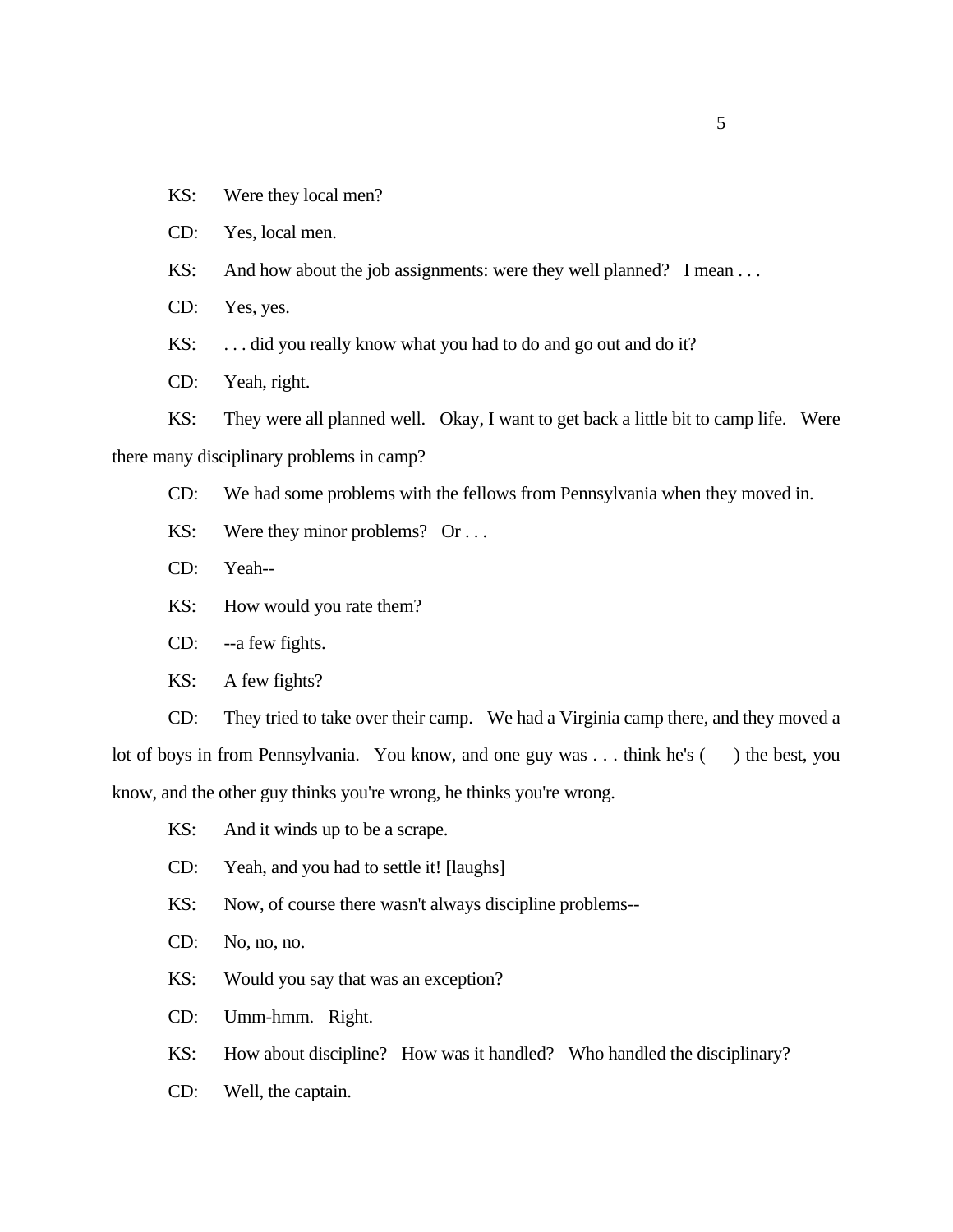KS: Were they local men?

CD: Yes, local men.

KS: And how about the job assignments: were they well planned? I mean . . .

CD: Yes, yes.

KS: . . . did you really know what you had to do and go out and do it?

CD: Yeah, right.

KS: They were all planned well. Okay, I want to get back a little bit to camp life. Were there many disciplinary problems in camp?

CD: We had some problems with the fellows from Pennsylvania when they moved in.

KS: Were they minor problems? Or . . .

CD: Yeah--

KS: How would you rate them?

CD: --a few fights.

KS: A few fights?

CD: They tried to take over their camp. We had a Virginia camp there, and they moved a lot of boys in from Pennsylvania. You know, and one guy was . . . think he's ( ) the best, you know, and the other guy thinks you're wrong, he thinks you're wrong.

KS: And it winds up to be a scrape.

CD: Yeah, and you had to settle it! [laughs]

KS: Now, of course there wasn't always discipline problems--

CD: No, no, no.

KS: Would you say that was an exception?

CD: Umm-hmm. Right.

KS: How about discipline? How was it handled? Who handled the disciplinary?

CD: Well, the captain.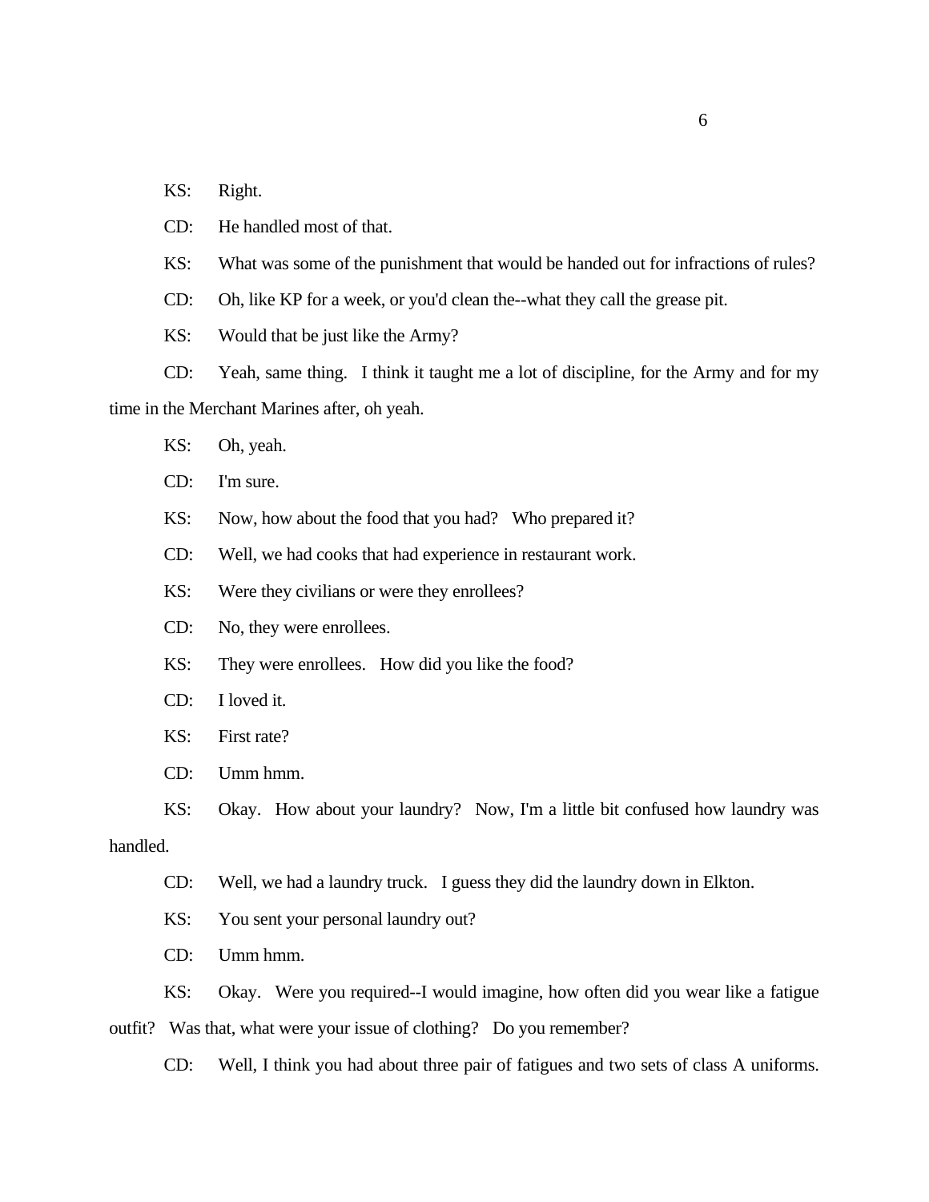KS: Right.

CD: He handled most of that.

KS: What was some of the punishment that would be handed out for infractions of rules?

CD: Oh, like KP for a week, or you'd clean the--what they call the grease pit.

KS: Would that be just like the Army?

CD: Yeah, same thing. I think it taught me a lot of discipline, for the Army and for my time in the Merchant Marines after, oh yeah.

KS: Oh, yeah.

CD: I'm sure.

KS: Now, how about the food that you had? Who prepared it?

CD: Well, we had cooks that had experience in restaurant work.

KS: Were they civilians or were they enrollees?

CD: No, they were enrollees.

KS: They were enrollees. How did you like the food?

CD: I loved it.

KS: First rate?

CD: Umm hmm.

KS: Okay. How about your laundry? Now, I'm a little bit confused how laundry was handled.

CD: Well, we had a laundry truck. I guess they did the laundry down in Elkton.

KS: You sent your personal laundry out?

CD: Umm hmm.

KS: Okay. Were you required--I would imagine, how often did you wear like a fatigue outfit? Was that, what were your issue of clothing? Do you remember?

CD: Well, I think you had about three pair of fatigues and two sets of class A uniforms.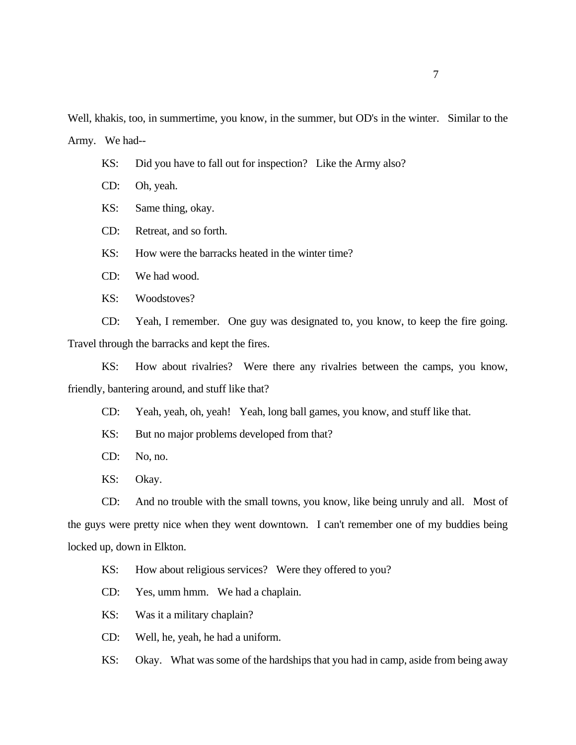Well, khakis, too, in summertime, you know, in the summer, but OD's in the winter. Similar to the Army. We had--

KS: Did you have to fall out for inspection? Like the Army also?

CD: Oh, yeah.

KS: Same thing, okay.

CD: Retreat, and so forth.

KS: How were the barracks heated in the winter time?

CD: We had wood.

KS: Woodstoves?

CD: Yeah, I remember. One guy was designated to, you know, to keep the fire going. Travel through the barracks and kept the fires.

KS: How about rivalries? Were there any rivalries between the camps, you know, friendly, bantering around, and stuff like that?

CD: Yeah, yeah, oh, yeah! Yeah, long ball games, you know, and stuff like that.

KS: But no major problems developed from that?

CD: No, no.

KS: Okay.

CD: And no trouble with the small towns, you know, like being unruly and all. Most of the guys were pretty nice when they went downtown. I can't remember one of my buddies being locked up, down in Elkton.

KS: How about religious services? Were they offered to you?

CD: Yes, umm hmm. We had a chaplain.

KS: Was it a military chaplain?

CD: Well, he, yeah, he had a uniform.

KS: Okay. What was some of the hardships that you had in camp, aside from being away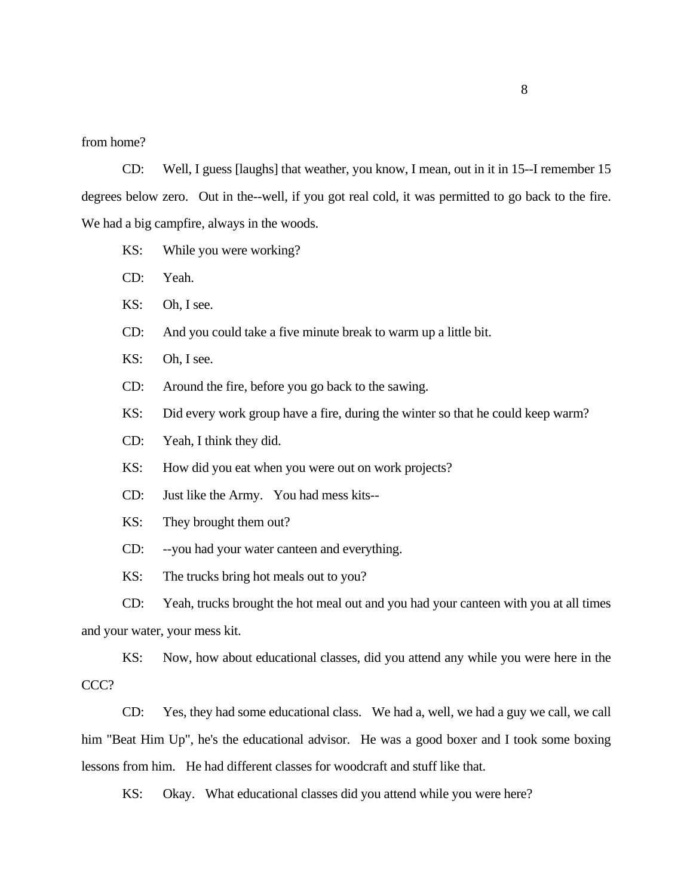from home?

CD: Well, I guess [laughs] that weather, you know, I mean, out in it in 15--I remember 15 degrees below zero. Out in the--well, if you got real cold, it was permitted to go back to the fire. We had a big campfire, always in the woods.

KS: While you were working?

CD: Yeah.

KS: Oh, I see.

CD: And you could take a five minute break to warm up a little bit.

KS: Oh, I see.

CD: Around the fire, before you go back to the sawing.

KS: Did every work group have a fire, during the winter so that he could keep warm?

CD: Yeah, I think they did.

KS: How did you eat when you were out on work projects?

CD: Just like the Army. You had mess kits--

KS: They brought them out?

CD: --you had your water canteen and everything.

KS: The trucks bring hot meals out to you?

CD: Yeah, trucks brought the hot meal out and you had your canteen with you at all times and your water, your mess kit.

KS: Now, how about educational classes, did you attend any while you were here in the CCC?

CD: Yes, they had some educational class. We had a, well, we had a guy we call, we call him "Beat Him Up", he's the educational advisor. He was a good boxer and I took some boxing lessons from him. He had different classes for woodcraft and stuff like that.

KS: Okay. What educational classes did you attend while you were here?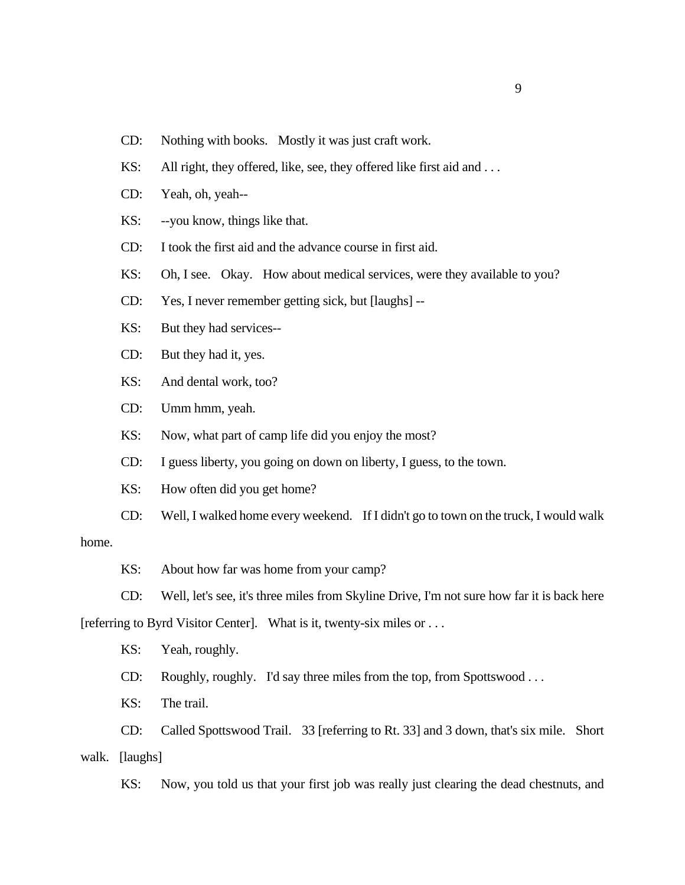CD: Nothing with books. Mostly it was just craft work.

KS: All right, they offered, like, see, they offered like first aid and . . .

CD: Yeah, oh, yeah--

KS: --you know, things like that.

CD: I took the first aid and the advance course in first aid.

KS: Oh, I see. Okay. How about medical services, were they available to you?

CD: Yes, I never remember getting sick, but [laughs] --

KS: But they had services--

CD: But they had it, yes.

KS: And dental work, too?

CD: Umm hmm, yeah.

KS: Now, what part of camp life did you enjoy the most?

CD: I guess liberty, you going on down on liberty, I guess, to the town.

KS: How often did you get home?

CD: Well, I walked home every weekend. If I didn't go to town on the truck, I would walk home.

KS: About how far was home from your camp?

CD: Well, let's see, it's three miles from Skyline Drive, I'm not sure how far it is back here [referring to Byrd Visitor Center]. What is it, twenty-six miles or . . .

KS: Yeah, roughly.

CD: Roughly, roughly. I'd say three miles from the top, from Spottswood . . .

KS: The trail.

CD: Called Spottswood Trail. 33 [referring to Rt. 33] and 3 down, that's six mile. Short walk. [laughs]

KS: Now, you told us that your first job was really just clearing the dead chestnuts, and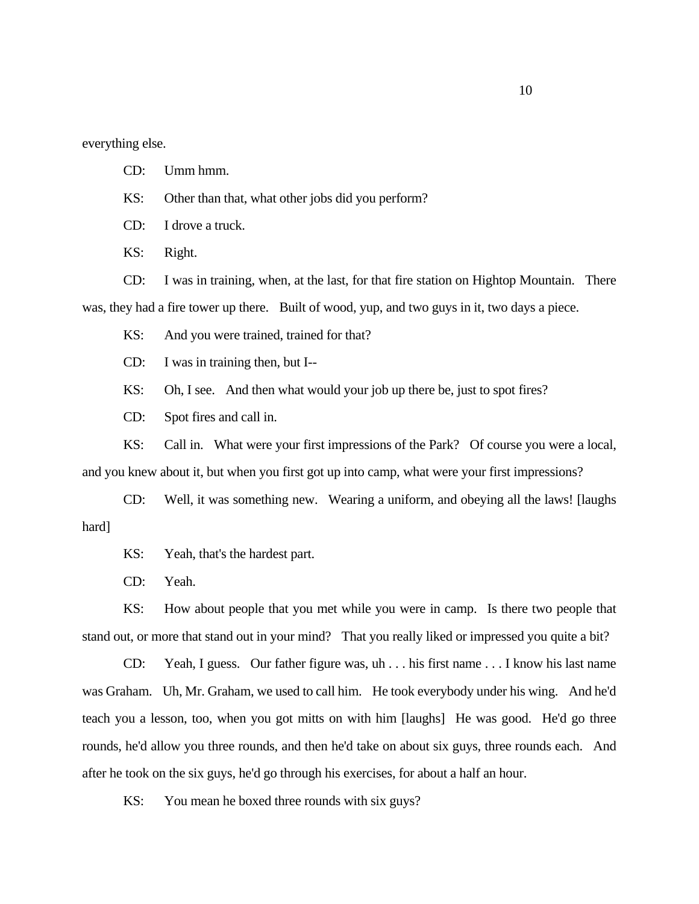everything else.

CD: Umm hmm.

KS: Other than that, what other jobs did you perform?

CD: I drove a truck.

KS: Right.

CD: I was in training, when, at the last, for that fire station on Hightop Mountain. There was, they had a fire tower up there. Built of wood, yup, and two guys in it, two days a piece.

KS: And you were trained, trained for that?

CD: I was in training then, but I--

KS: Oh, I see. And then what would your job up there be, just to spot fires?

CD: Spot fires and call in.

KS: Call in. What were your first impressions of the Park? Of course you were a local, and you knew about it, but when you first got up into camp, what were your first impressions?

CD: Well, it was something new. Wearing a uniform, and obeying all the laws! [laughs hard]

KS: Yeah, that's the hardest part.

CD: Yeah.

KS: How about people that you met while you were in camp. Is there two people that stand out, or more that stand out in your mind? That you really liked or impressed you quite a bit?

CD: Yeah, I guess. Our father figure was, uh . . . his first name . . . I know his last name was Graham. Uh, Mr. Graham, we used to call him. He took everybody under his wing. And he'd teach you a lesson, too, when you got mitts on with him [laughs] He was good. He'd go three rounds, he'd allow you three rounds, and then he'd take on about six guys, three rounds each. And after he took on the six guys, he'd go through his exercises, for about a half an hour.

KS: You mean he boxed three rounds with six guys?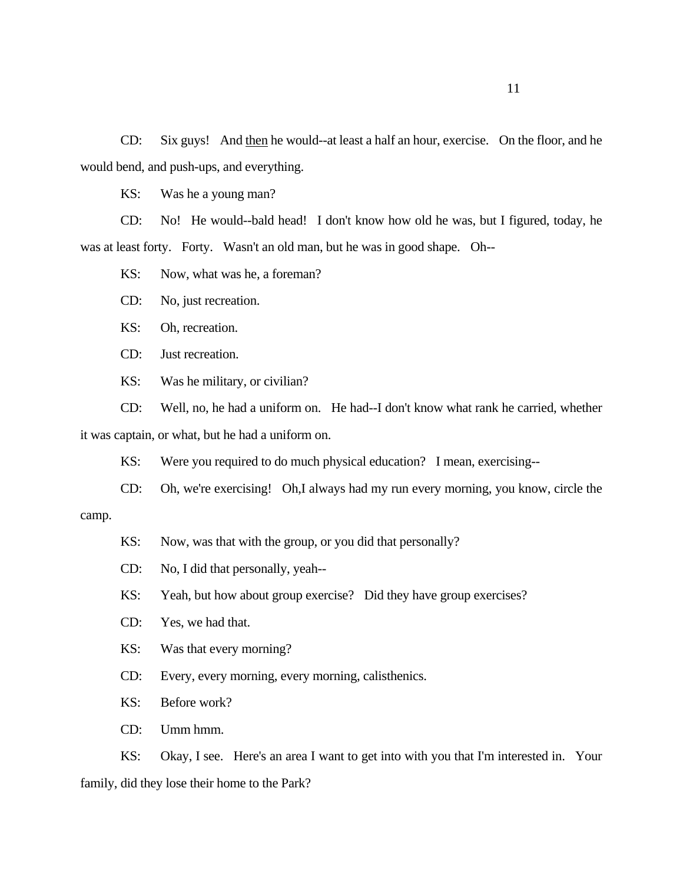CD: Six guys! And <u>then</u> he would--at least a half an hour, exercise. On the floor, and he would bend, and push-ups, and everything.

KS: Was he a young man?

CD: No! He would--bald head! I don't know how old he was, but I figured, today, he was at least forty. Forty. Wasn't an old man, but he was in good shape. Oh--

KS: Now, what was he, a foreman?

CD: No, just recreation.

KS: Oh, recreation.

CD: Just recreation.

KS: Was he military, or civilian?

CD: Well, no, he had a uniform on. He had--I don't know what rank he carried, whether it was captain, or what, but he had a uniform on.

KS: Were you required to do much physical education? I mean, exercising--

CD: Oh, we're exercising! Oh,I always had my run every morning, you know, circle the camp.

KS: Now, was that with the group, or you did that personally?

CD: No, I did that personally, yeah--

KS: Yeah, but how about group exercise? Did they have group exercises?

CD: Yes, we had that.

KS: Was that every morning?

CD: Every, every morning, every morning, calisthenics.

KS: Before work?

CD: Umm hmm.

KS: Okay, I see. Here's an area I want to get into with you that I'm interested in. Your family, did they lose their home to the Park?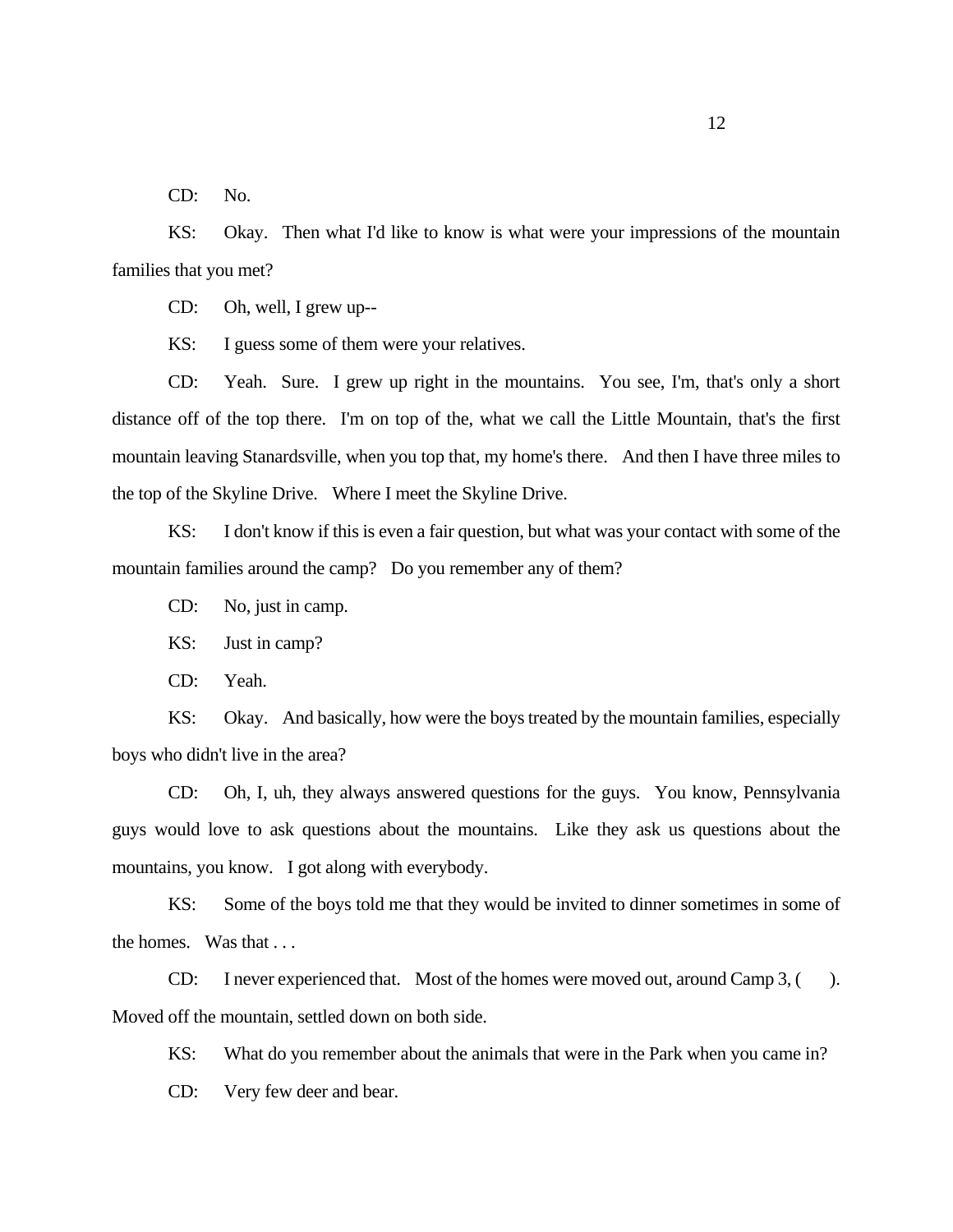CD: No.

KS: Okay. Then what I'd like to know is what were your impressions of the mountain families that you met?

CD: Oh, well, I grew up--

KS: I guess some of them were your relatives.

CD: Yeah. Sure. I grew up right in the mountains. You see, I'm, that's only a short distance off of the top there. I'm on top of the, what we call the Little Mountain, that's the first mountain leaving Stanardsville, when you top that, my home's there. And then I have three miles to the top of the Skyline Drive. Where I meet the Skyline Drive.

KS: I don't know if this is even a fair question, but what was your contact with some of the mountain families around the camp? Do you remember any of them?

CD: No, just in camp.

KS: Just in camp?

CD: Yeah.

KS: Okay. And basically, how were the boys treated by the mountain families, especially boys who didn't live in the area?

CD: Oh, I, uh, they always answered questions for the guys. You know, Pennsylvania guys would love to ask questions about the mountains. Like they ask us questions about the mountains, you know. I got along with everybody.

KS: Some of the boys told me that they would be invited to dinner sometimes in some of the homes. Was that . . .

CD: I never experienced that. Most of the homes were moved out, around Camp 3, ( ). Moved off the mountain, settled down on both side.

KS: What do you remember about the animals that were in the Park when you came in?

CD: Very few deer and bear.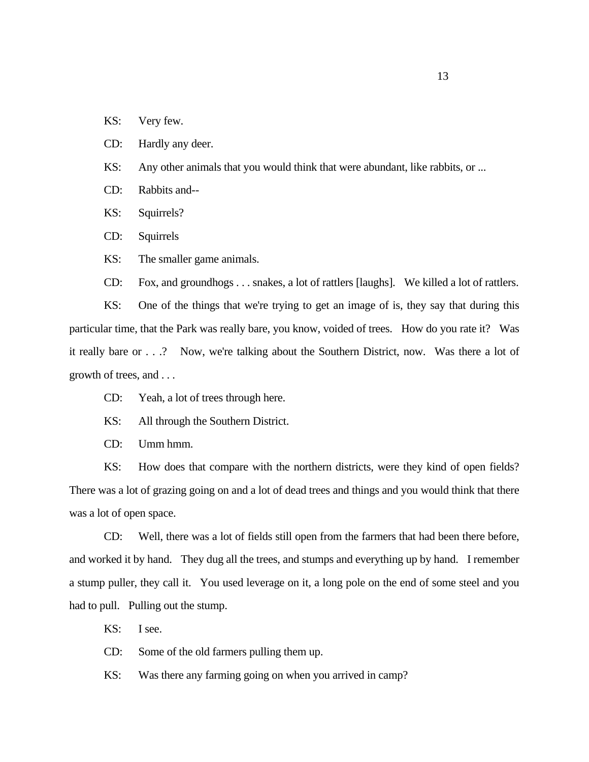KS: Very few.

CD: Hardly any deer.

KS: Any other animals that you would think that were abundant, like rabbits, or ...

CD: Rabbits and--

KS: Squirrels?

CD: Squirrels

KS: The smaller game animals.

CD: Fox, and groundhogs . . . snakes, a lot of rattlers [laughs]. We killed a lot of rattlers.

KS: One of the things that we're trying to get an image of is, they say that during this particular time, that the Park was really bare, you know, voided of trees. How do you rate it? Was it really bare or . . .? Now, we're talking about the Southern District, now. Was there a lot of growth of trees, and . . .

CD: Yeah, a lot of trees through here.

KS: All through the Southern District.

CD: Umm hmm.

KS: How does that compare with the northern districts, were they kind of open fields? There was a lot of grazing going on and a lot of dead trees and things and you would think that there was a lot of open space.

CD: Well, there was a lot of fields still open from the farmers that had been there before, and worked it by hand. They dug all the trees, and stumps and everything up by hand. I remember a stump puller, they call it. You used leverage on it, a long pole on the end of some steel and you had to pull. Pulling out the stump.

KS: I see.

CD: Some of the old farmers pulling them up.

KS: Was there any farming going on when you arrived in camp?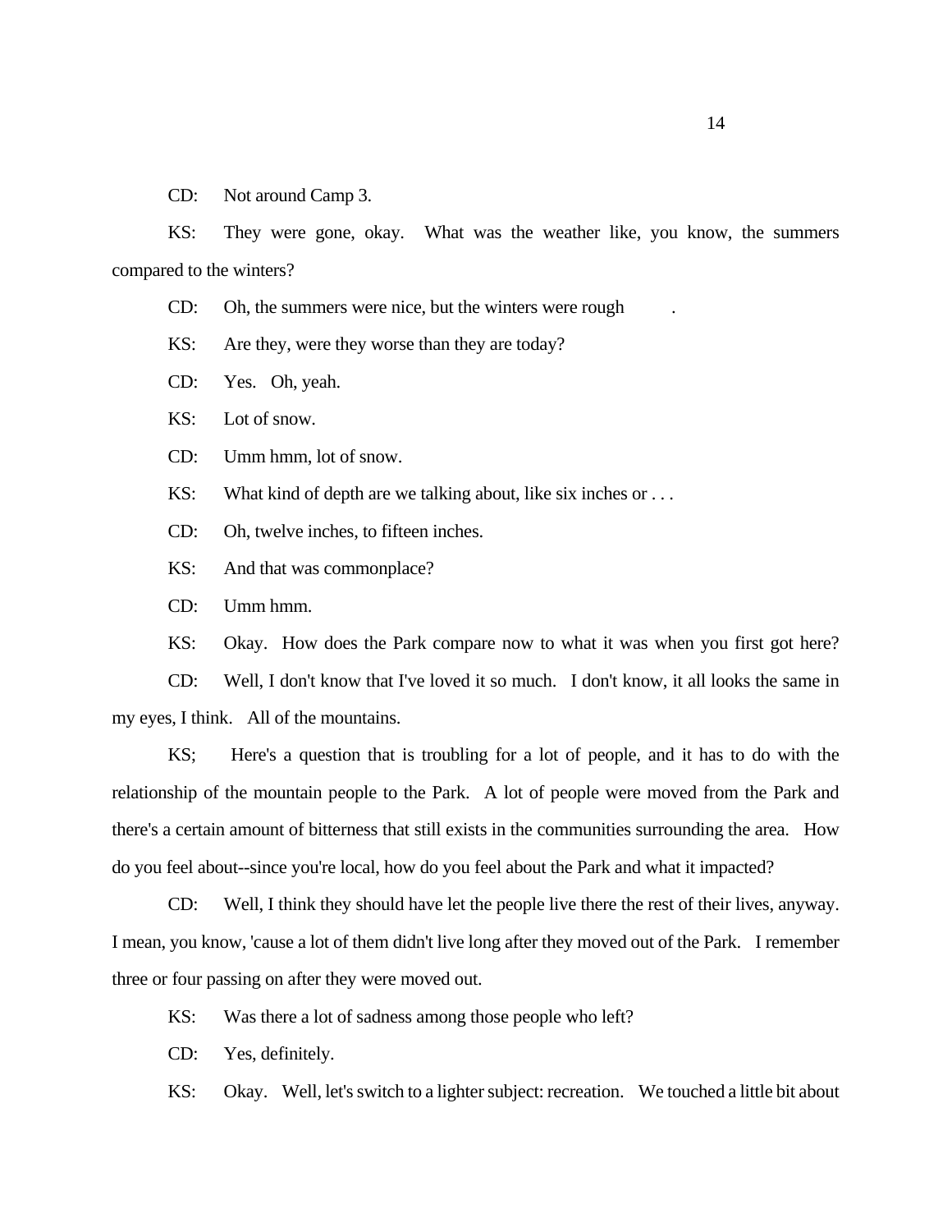CD: Not around Camp 3.

KS: They were gone, okay. What was the weather like, you know, the summers compared to the winters?

CD: Oh, the summers were nice, but the winters were rough .

KS: Are they, were they worse than they are today?

CD: Yes. Oh, yeah.

KS: Lot of snow.

CD: Umm hmm, lot of snow.

KS: What kind of depth are we talking about, like six inches or . . .

CD: Oh, twelve inches, to fifteen inches.

KS: And that was commonplace?

CD: Umm hmm.

KS: Okay. How does the Park compare now to what it was when you first got here?

CD: Well, I don't know that I've loved it so much. I don't know, it all looks the same in my eyes, I think. All of the mountains.

KS; Here's a question that is troubling for a lot of people, and it has to do with the relationship of the mountain people to the Park. A lot of people were moved from the Park and there's a certain amount of bitterness that still exists in the communities surrounding the area. How do you feel about--since you're local, how do you feel about the Park and what it impacted?

CD: Well, I think they should have let the people live there the rest of their lives, anyway. I mean, you know, 'cause a lot of them didn't live long after they moved out of the Park. I remember three or four passing on after they were moved out.

KS: Was there a lot of sadness among those people who left?

CD: Yes, definitely.

KS: Okay. Well, let's switch to a lighter subject: recreation. We touched a little bit about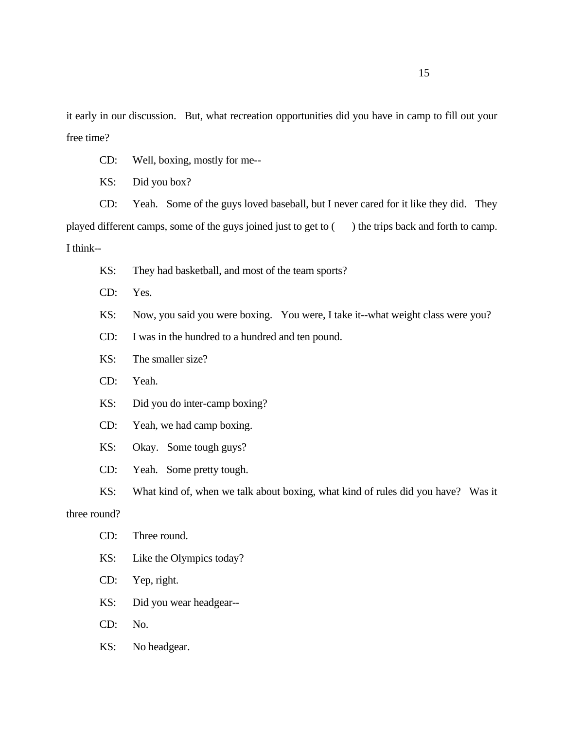it early in our discussion. But, what recreation opportunities did you have in camp to fill out your free time?

CD: Well, boxing, mostly for me--

KS: Did you box?

CD: Yeah. Some of the guys loved baseball, but I never cared for it like they did. They played different camps, some of the guys joined just to get to ( ) the trips back and forth to camp. I think--

KS: They had basketball, and most of the team sports?

CD: Yes.

KS: Now, you said you were boxing. You were, I take it--what weight class were you?

CD: I was in the hundred to a hundred and ten pound.

KS: The smaller size?

CD: Yeah.

KS: Did you do inter-camp boxing?

CD: Yeah, we had camp boxing.

KS: Okay. Some tough guys?

CD: Yeah. Some pretty tough.

KS: What kind of, when we talk about boxing, what kind of rules did you have? Was it three round?

CD: Three round.

KS: Like the Olympics today?

CD: Yep, right.

KS: Did you wear headgear--

CD: No.

KS: No headgear.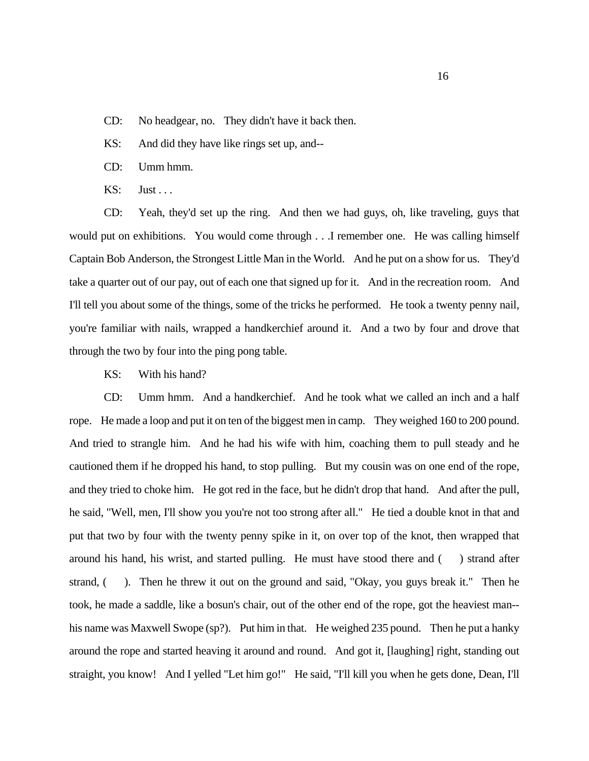CD: No headgear, no. They didn't have it back then.

KS: And did they have like rings set up, and--

CD: Umm hmm.

KS: Just . . .

CD: Yeah, they'd set up the ring. And then we had guys, oh, like traveling, guys that would put on exhibitions. You would come through . . .I remember one. He was calling himself Captain Bob Anderson, the Strongest Little Man in the World. And he put on a show for us. They'd take a quarter out of our pay, out of each one that signed up for it. And in the recreation room. And I'll tell you about some of the things, some of the tricks he performed. He took a twenty penny nail, you're familiar with nails, wrapped a handkerchief around it. And a two by four and drove that through the two by four into the ping pong table.

KS: With his hand?

CD: Umm hmm. And a handkerchief. And he took what we called an inch and a half rope. He made a loop and put it on ten of the biggest men in camp. They weighed 160 to 200 pound. And tried to strangle him. And he had his wife with him, coaching them to pull steady and he cautioned them if he dropped his hand, to stop pulling. But my cousin was on one end of the rope, and they tried to choke him. He got red in the face, but he didn't drop that hand. And after the pull, he said, "Well, men, I'll show you you're not too strong after all." He tied a double knot in that and put that two by four with the twenty penny spike in it, on over top of the knot, then wrapped that around his hand, his wrist, and started pulling. He must have stood there and (     ) strand after strand, (     ). Then he threw it out on the ground and said, "Okay, you guys break it." Then he took, he made a saddle, like a bosun's chair, out of the other end of the rope, got the heaviest man--his name was Maxwell Swope (sp?). Put him in that. He weighed 235 pound. Then he put a hanky around the rope and started heaving it around and round. And got it, [laughing] right, standing out straight, you know! And I yelled "Let him go!" He said, "I'll kill you when he gets done, Dean, I'll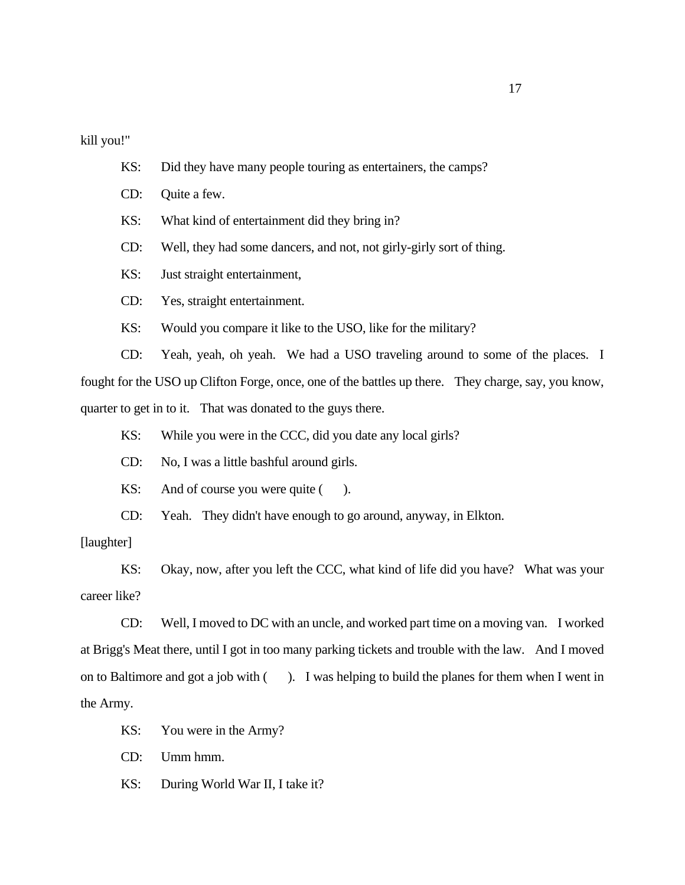kill you!"

KS: Did they have many people touring as entertainers, the camps?

CD: Quite a few.

KS: What kind of entertainment did they bring in?

CD: Well, they had some dancers, and not, not girly-girly sort of thing.

KS: Just straight entertainment,

CD: Yes, straight entertainment.

KS: Would you compare it like to the USO, like for the military?

CD: Yeah, yeah, oh yeah. We had a USO traveling around to some of the places. I fought for the USO up Clifton Forge, once, one of the battles up there. They charge, say, you know, quarter to get in to it. That was donated to the guys there.

KS: While you were in the CCC, did you date any local girls?

CD: No, I was a little bashful around girls.

KS: And of course you were quite ( ).

CD: Yeah. They didn't have enough to go around, anyway, in Elkton.

[laughter]

KS: Okay, now, after you left the CCC, what kind of life did you have? What was your career like?

CD: Well, I moved to DC with an uncle, and worked part time on a moving van. I worked at Brigg's Meat there, until I got in too many parking tickets and trouble with the law. And I moved on to Baltimore and got a job with ( ). I was helping to build the planes for them when I went in the Army.

KS: You were in the Army?

CD: Umm hmm.

KS: During World War II, I take it?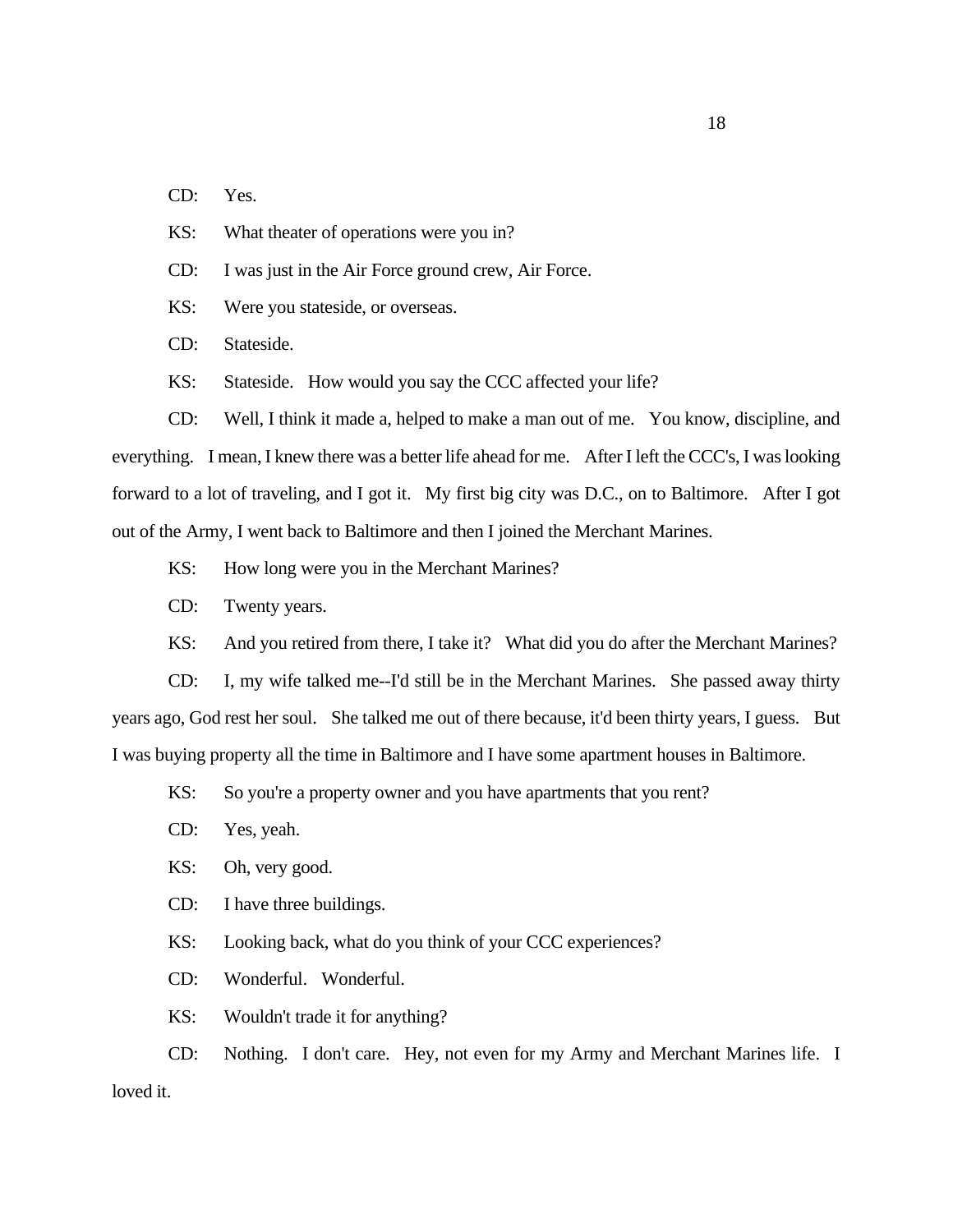CD: Yes.

KS: What theater of operations were you in?

CD: I was just in the Air Force ground crew, Air Force.

KS: Were you stateside, or overseas.

CD: Stateside.

KS: Stateside. How would you say the CCC affected your life?

CD: Well, I think it made a, helped to make a man out of me. You know, discipline, and everything. I mean, I knew there was a better life ahead for me. After I left the CCC's, I was looking forward to a lot of traveling, and I got it. My first big city was D.C., on to Baltimore. After I got out of the Army, I went back to Baltimore and then I joined the Merchant Marines.

KS: How long were you in the Merchant Marines?

CD: Twenty years.

KS: And you retired from there, I take it? What did you do after the Merchant Marines?

CD: I, my wife talked me--I'd still be in the Merchant Marines. She passed away thirty years ago, God rest her soul. She talked me out of there because, it'd been thirty years, I guess. But I was buying property all the time in Baltimore and I have some apartment houses in Baltimore.

KS: So you're a property owner and you have apartments that you rent?

CD: Yes, yeah.

KS: Oh, very good.

CD: I have three buildings.

KS: Looking back, what do you think of your CCC experiences?

CD: Wonderful. Wonderful.

KS: Wouldn't trade it for anything?

CD: Nothing. I don't care. Hey, not even for my Army and Merchant Marines life. I loved it.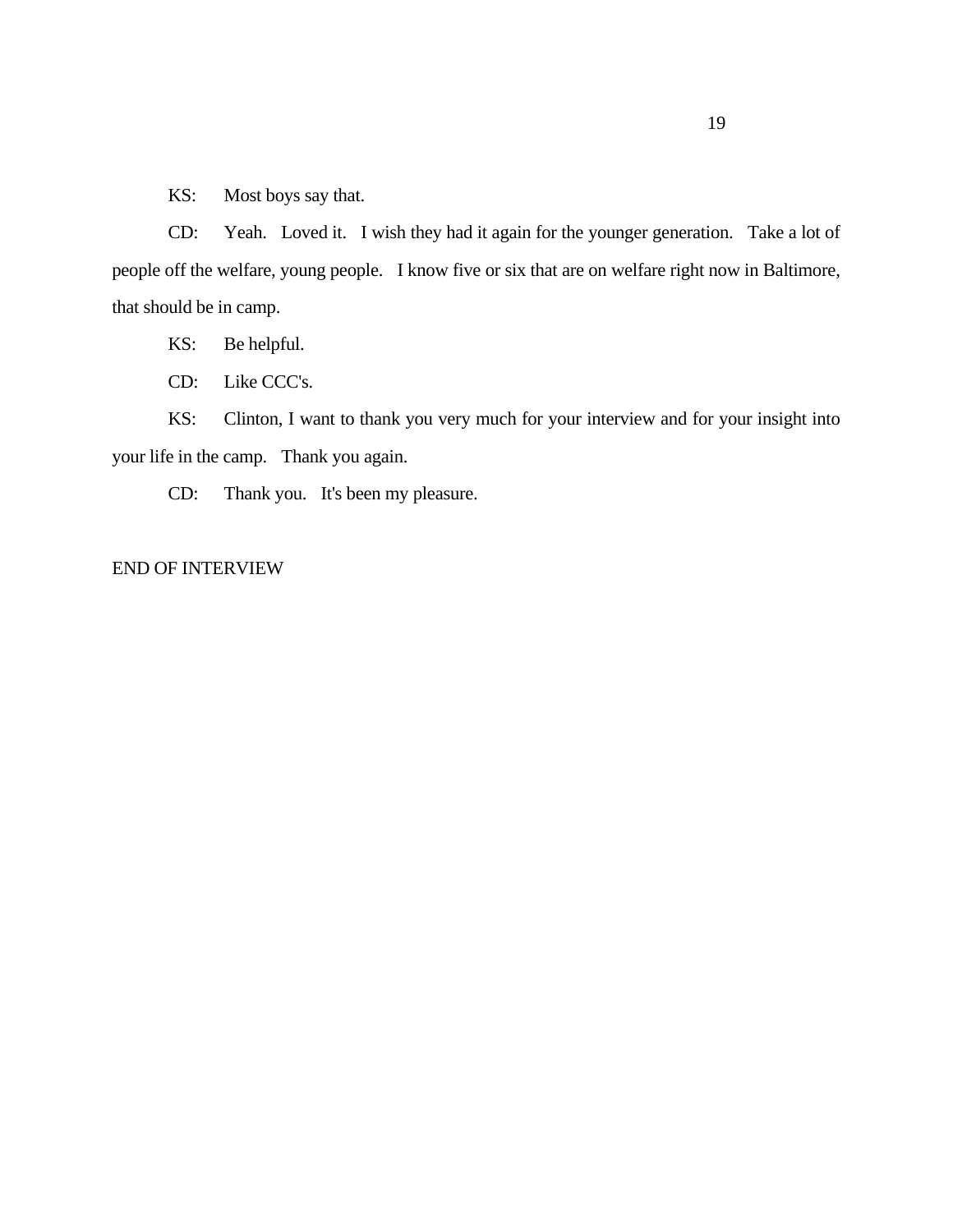KS: Most boys say that.

CD: Yeah. Loved it. I wish they had it again for the younger generation. Take a lot of people off the welfare, young people. I know five or six that are on welfare right now in Baltimore, that should be in camp.

KS: Be helpful.

CD: Like CCC's.

KS: Clinton, I want to thank you very much for your interview and for your insight into your life in the camp. Thank you again.

CD: Thank you. It's been my pleasure.

END OF INTERVIEW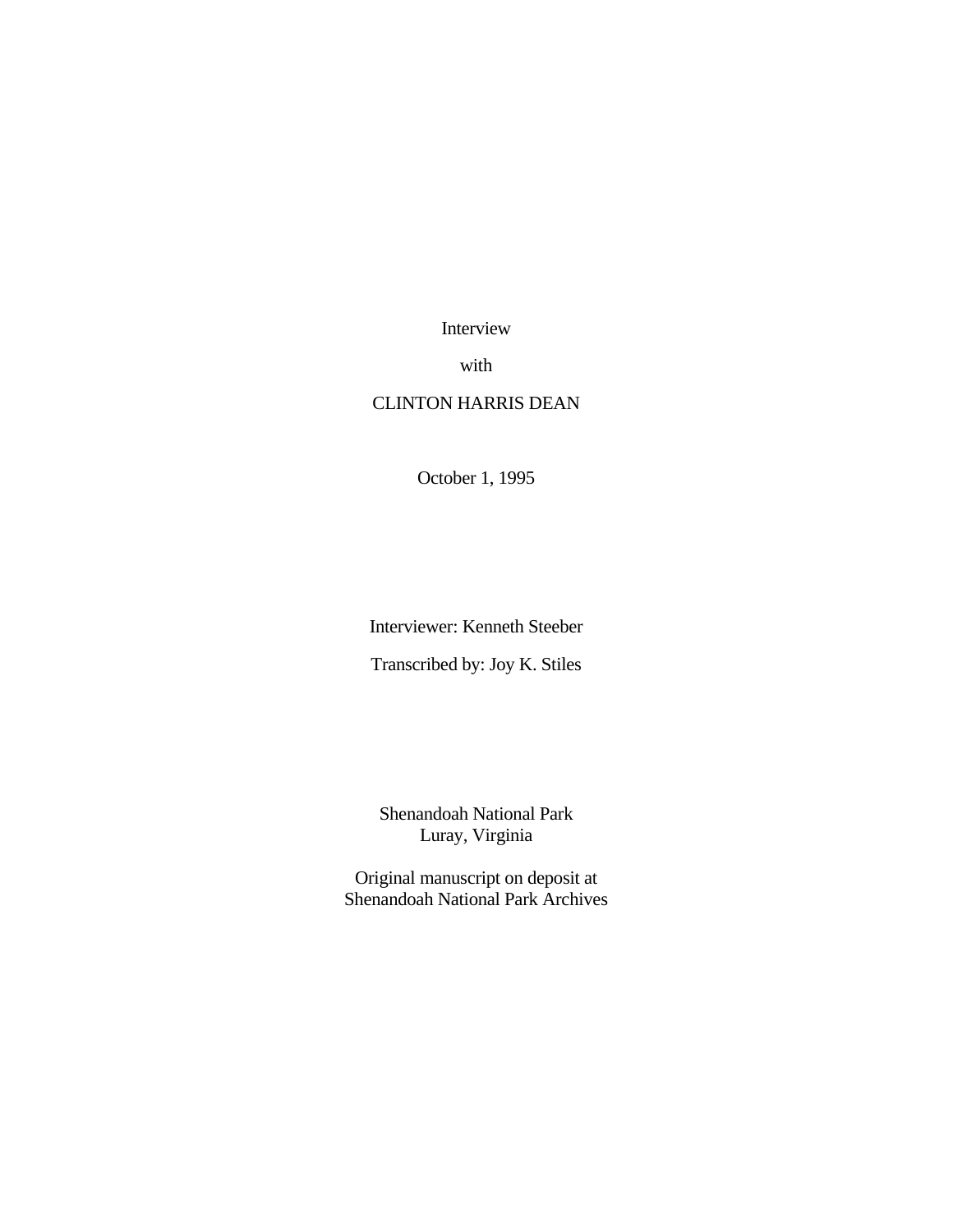Interview

with

CLINTON HARRIS DEAN

October 1, 1995

Interviewer: Kenneth Steeber

Transcribed by: Joy K. Stiles

Shenandoah National Park
Luray, Virginia

Original manuscript on deposit at
Shenandoah National Park Archives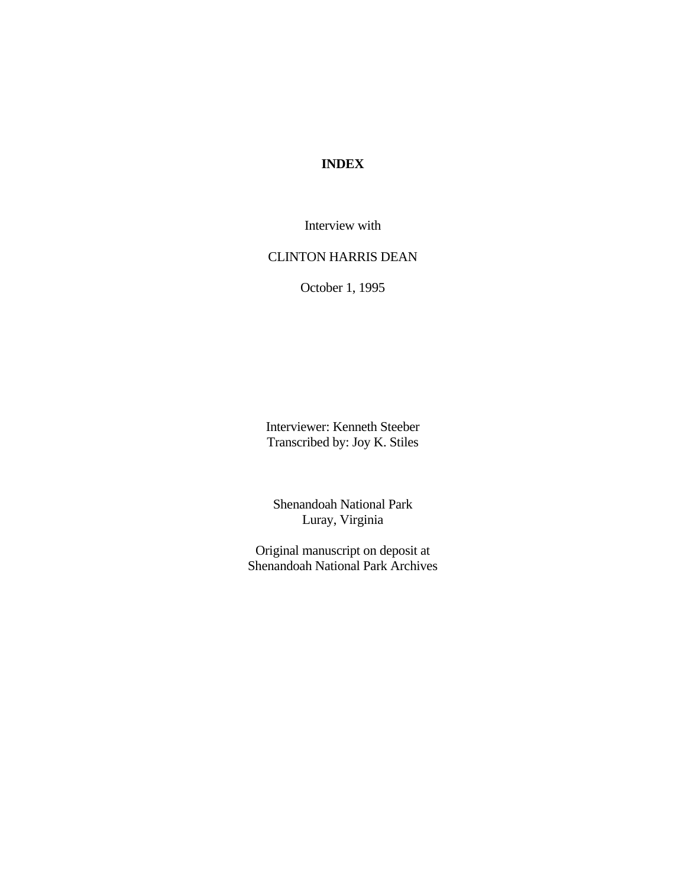# INDEX

Interview with

CLINTON HARRIS DEAN

October 1, 1995

Interviewer: Kenneth Steeber
Transcribed by: Joy K. Stiles

Shenandoah National Park
Luray, Virginia

Original manuscript on deposit at
Shenandoah National Park Archives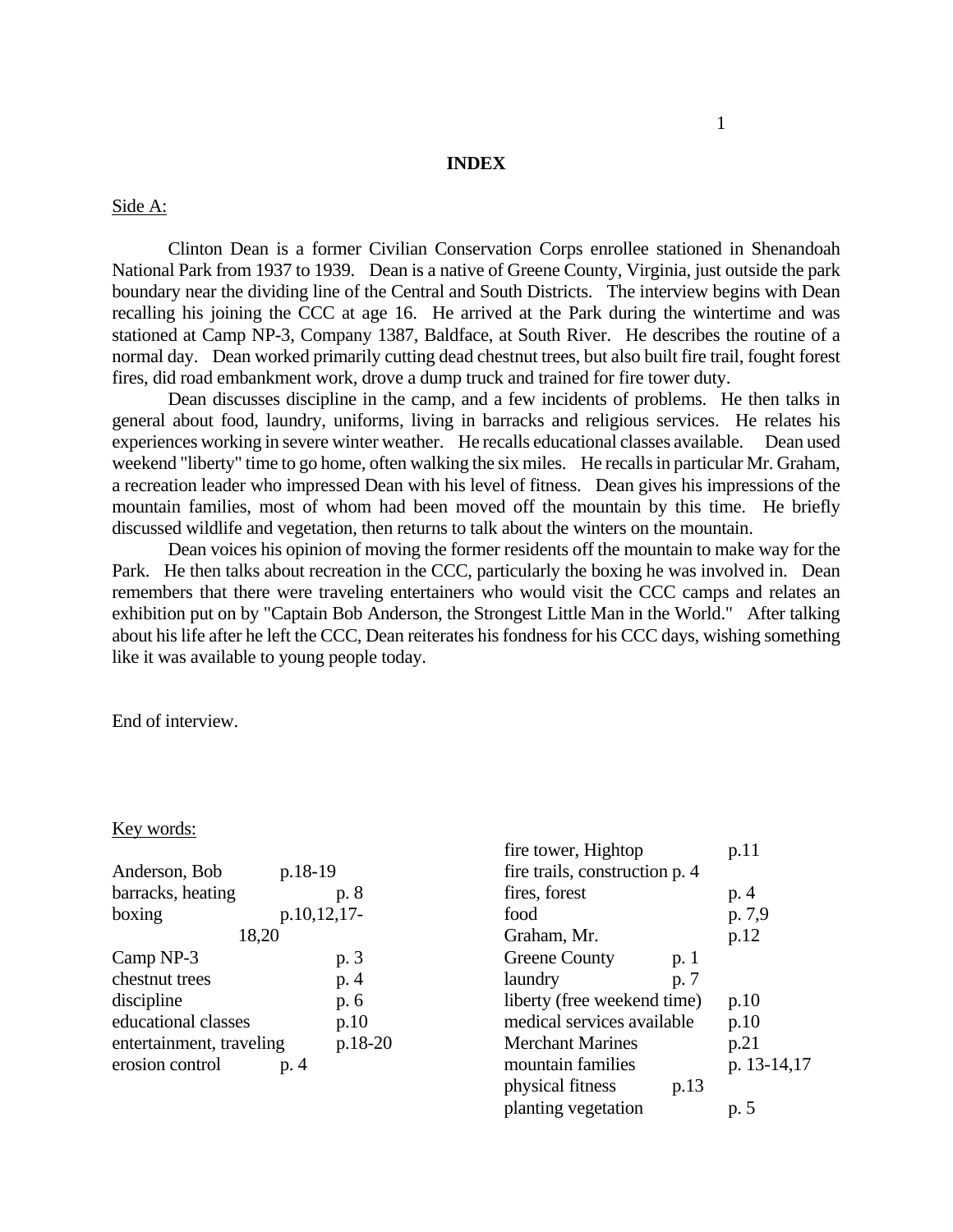# INDEX

Side A:

Clinton Dean is a former Civilian Conservation Corps enrollee stationed in Shenandoah National Park from 1937 to 1939. Dean is a native of Greene County, Virginia, just outside the park boundary near the dividing line of the Central and South Districts. The interview begins with Dean recalling his joining the CCC at age 16. He arrived at the Park during the wintertime and was stationed at Camp NP-3, Company 1387, Baldface, at South River. He describes the routine of a normal day. Dean worked primarily cutting dead chestnut trees, but also built fire trail, fought forest fires, did road embankment work, drove a dump truck and trained for fire tower duty.

Dean discusses discipline in the camp, and a few incidents of problems. He then talks in general about food, laundry, uniforms, living in barracks and religious services. He relates his experiences working in severe winter weather. He recalls educational classes available. Dean used weekend "liberty" time to go home, often walking the six miles. He recalls in particular Mr. Graham, a recreation leader who impressed Dean with his level of fitness. Dean gives his impressions of the mountain families, most of whom had been moved off the mountain by this time. He briefly discussed wildlife and vegetation, then returns to talk about the winters on the mountain.

Dean voices his opinion of moving the former residents off the mountain to make way for the Park. He then talks about recreation in the CCC, particularly the boxing he was involved in. Dean remembers that there were traveling entertainers who would visit the CCC camps and relates an exhibition put on by "Captain Bob Anderson, the Strongest Little Man in the World." After talking about his life after he left the CCC, Dean reiterates his fondness for his CCC days, wishing something like it was available to young people today.

End of interview.

Key words:

| | |
|---|---|
| Anderson, Bob | p.18-19 |
| barracks, heating | p. 8 |
| boxing | p.10,12,17-18,20 |
| Camp NP-3 | p. 3 |
| chestnut trees | p. 4 |
| discipline | p. 6 |
| educational classes | p.10 |
| entertainment, traveling | p.18-20 |
| erosion control | p. 4 |
| fire tower, Hightop | p.11 |
| fire trails, construction | p. 4 |
| fires, forest | p. 4 |
| food | p. 7,9 |
| Graham, Mr. | p.12 |
| Greene County | p. 1 |
| laundry | p. 7 |
| liberty (free weekend time) | p.10 |
| medical services available | p.10 |
| Merchant Marines | p.21 |
| mountain families | p. 13-14,17 |
| physical fitness | p.13 |
| planting vegetation | p. 5 |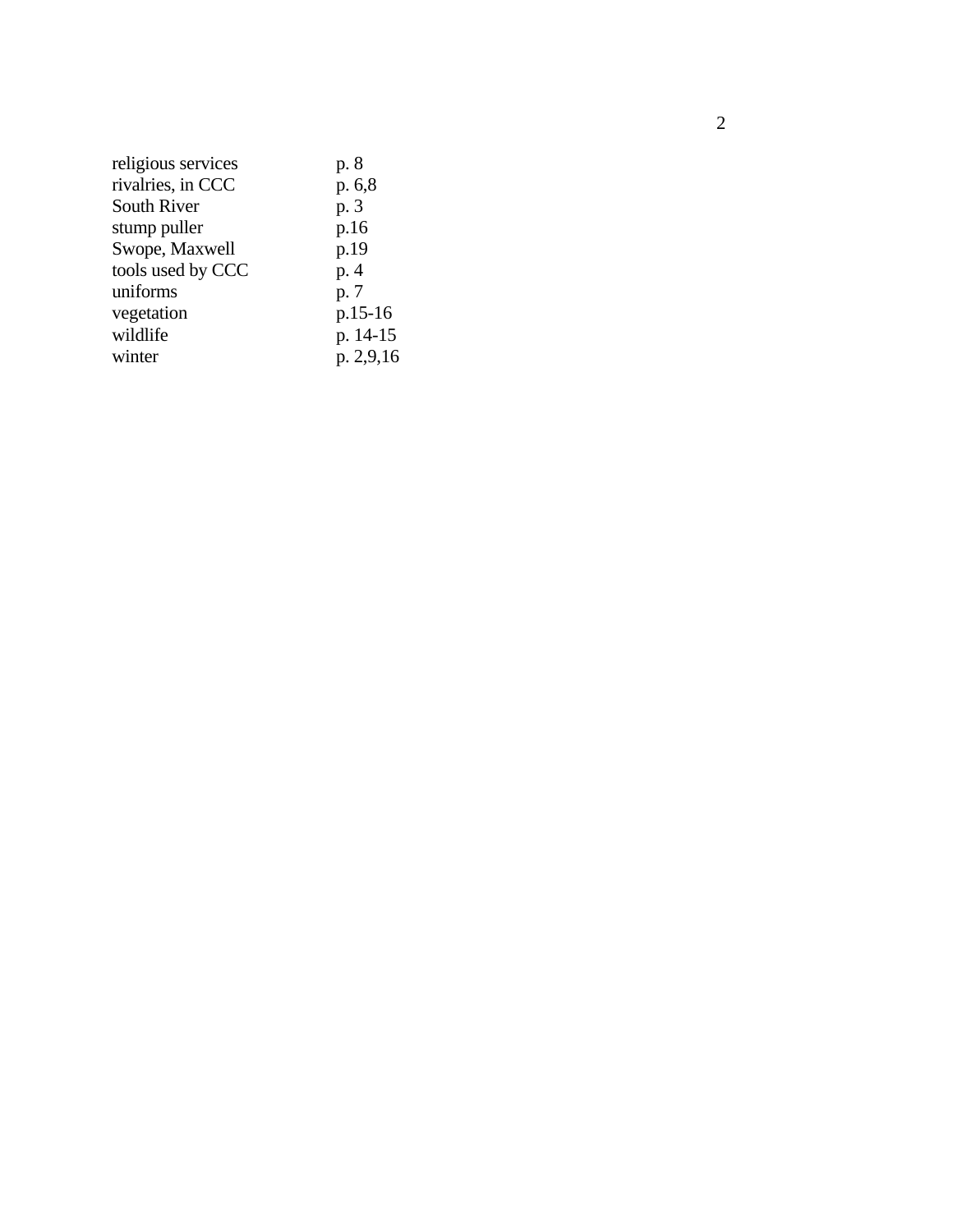| | |
|---|---|
| religious services | p. 8 |
| rivalries, in CCC | p. 6,8 |
| South River | p. 3 |
| stump puller | p.16 |
| Swope, Maxwell | p.19 |
| tools used by CCC | p. 4 |
| uniforms | p. 7 |
| vegetation | p.15-16 |
| wildlife | p. 14-15 |
| winter | p. 2,9,16 |